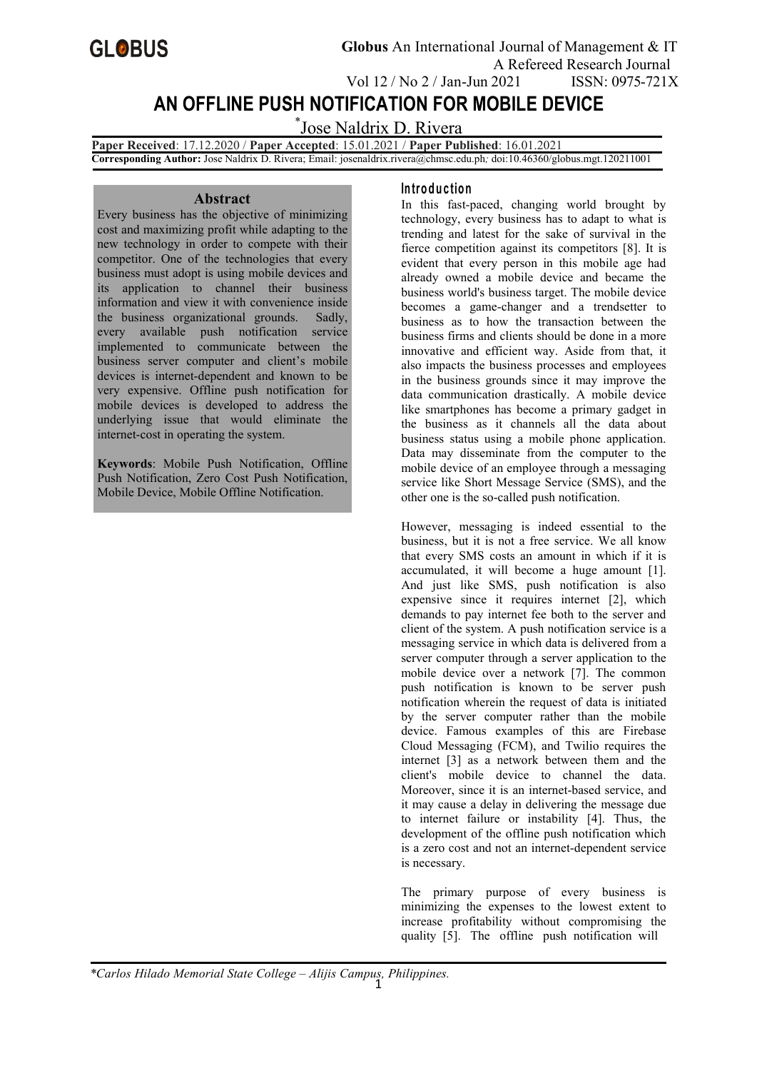# AN OFFLINE PUSH NOTIFICATION FOR MOBILE DEVICE

*Jose Naldrix D. Rivera

**Paper Received**: 17.12.2020 / **Paper Accepted**: 15.01.2021 / **Paper Published**: 16.01.2021
**Corresponding Author:** Jose Naldrix D. Rivera; Email: josenaldrix.rivera@chmsc.edu.ph; doi:10.46360/globus.mgt.120211001

## Abstract

Every business has the objective of minimizing cost and maximizing profit while adapting to the new technology in order to compete with their competitor. One of the technologies that every business must adopt is using mobile devices and its application to channel their business information and view it with convenience inside the business organizational grounds. Sadly, every available push notification service implemented to communicate between the business server computer and client's mobile devices is internet-dependent and known to be very expensive. Offline push notification for mobile devices is developed to address the underlying issue that would eliminate the internet-cost in operating the system.

**Keywords**: Mobile Push Notification, Offline Push Notification, Zero Cost Push Notification, Mobile Device, Mobile Offline Notification.

## Introduction

In this fast-paced, changing world brought by technology, every business has to adapt to what is trending and latest for the sake of survival in the fierce competition against its competitors [8]. It is evident that every person in this mobile age had already owned a mobile device and became the business world's business target. The mobile device becomes a game-changer and a trendsetter to business as to how the transaction between the business firms and clients should be done in a more innovative and efficient way. Aside from that, it also impacts the business processes and employees in the business grounds since it may improve the data communication drastically. A mobile device like smartphones has become a primary gadget in the business as it channels all the data about business status using a mobile phone application. Data may disseminate from the computer to the mobile device of an employee through a messaging service like Short Message Service (SMS), and the other one is the so-called push notification.

However, messaging is indeed essential to the business, but it is not a free service. We all know that every SMS costs an amount in which if it is accumulated, it will become a huge amount [1]. And just like SMS, push notification is also expensive since it requires internet [2], which demands to pay internet fee both to the server and client of the system. A push notification service is a messaging service in which data is delivered from a server computer through a server application to the mobile device over a network [7]. The common push notification is known to be server push notification wherein the request of data is initiated by the server computer rather than the mobile device. Famous examples of this are Firebase Cloud Messaging (FCM), and Twilio requires the internet [3] as a network between them and the client's mobile device to channel the data. Moreover, since it is an internet-based service, and it may cause a delay in delivering the message due to internet failure or instability [4]. Thus, the development of the offline push notification which is a zero cost and not an internet-dependent service is necessary.

The primary purpose of every business is minimizing the expenses to the lowest extent to increase profitability without compromising the quality [5]. The offline push notification will

*Carlos Hilado Memorial State College – Alijis Campus, Philippines.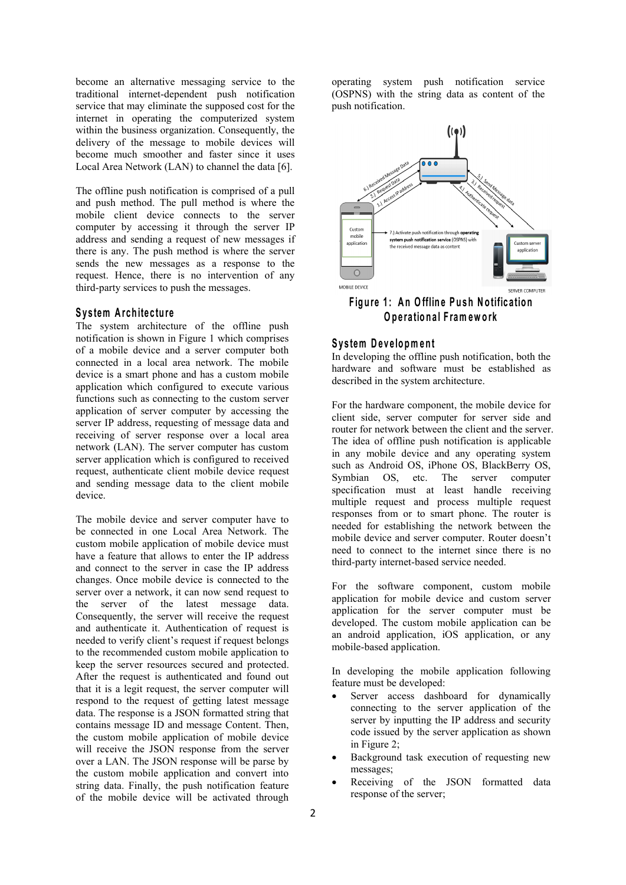become an alternative messaging service to the traditional internet-dependent push notification service that may eliminate the supposed cost for the internet in operating the computerized system within the business organization. Consequently, the delivery of the message to mobile devices will become much smoother and faster since it uses Local Area Network (LAN) to channel the data [6].

The offline push notification is comprised of a pull and push method. The pull method is where the mobile client device connects to the server computer by accessing it through the server IP address and sending a request of new messages if there is any. The push method is where the server sends the new messages as a response to the request. Hence, there is no intervention of any third-party services to push the messages.

## System Architecture

The system architecture of the offline push notification is shown in Figure 1 which comprises of a mobile device and a server computer both connected in a local area network. The mobile device is a smart phone and has a custom mobile application which configured to execute various functions such as connecting to the custom server application of server computer by accessing the server IP address, requesting of message data and receiving of server response over a local area network (LAN). The server computer has custom server application which is configured to received request, authenticate client mobile device request and sending message data to the client mobile device.

The mobile device and server computer have to be connected in one Local Area Network. The custom mobile application of mobile device must have a feature that allows to enter the IP address and connect to the server in case the IP address changes. Once mobile device is connected to the server over a network, it can now send request to the server of the latest message data. Consequently, the server will receive the request and authenticate it. Authentication of request is needed to verify client's request if request belongs to the recommended custom mobile application to keep the server resources secured and protected. After the request is authenticated and found out that it is a legit request, the server computer will respond to the request of getting latest message data. The response is a JSON formatted string that contains message ID and message Content. Then, the custom mobile application of mobile device will receive the JSON response from the server over a LAN. The JSON response will be parse by the custom mobile application and convert into string data. Finally, the push notification feature of the mobile device will be activated through operating system push notification service (OSPNS) with the string data as content of the push notification.

**Figure 1: An Offline Push Notification Operational Framework**

## System Development

In developing the offline push notification, both the hardware and software must be established as described in the system architecture.

For the hardware component, the mobile device for client side, server computer for server side and router for network between the client and the server. The idea of offline push notification is applicable in any mobile device and any operating system such as Android OS, iPhone OS, BlackBerry OS, Symbian OS, etc. The server computer specification must at least handle receiving multiple request and process multiple request responses from or to smart phone. The router is needed for establishing the network between the mobile device and server computer. Router doesn't need to connect to the internet since there is no third-party internet-based service needed.

For the software component, custom mobile application for mobile device and custom server application for the server computer must be developed. The custom mobile application can be an android application, iOS application, or any mobile-based application.

In developing the mobile application following feature must be developed:

- Server access dashboard for dynamically connecting to the server application of the server by inputting the IP address and security code issued by the server application as shown in Figure 2;
- Background task execution of requesting new messages;
- Receiving of the JSON formatted data response of the server;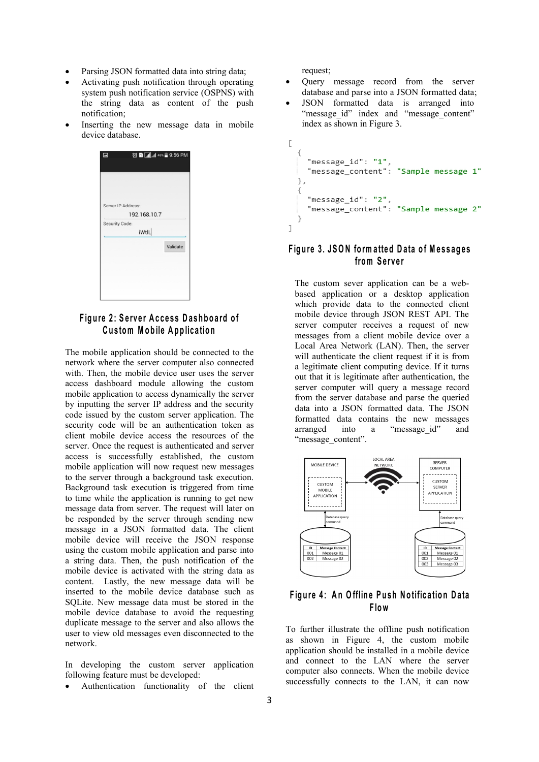- Parsing JSON formatted data into string data;
- Activating push notification through operating system push notification service (OSPNS) with the string data as content of the push notification;
- Inserting the new message data in mobile device database.

Figure 2: Server Access Dashboard of Custom Mobile Application

The mobile application should be connected to the network where the server computer also connected with. Then, the mobile device user uses the server access dashboard module allowing the custom mobile application to access dynamically the server by inputting the server IP address and the security code issued by the custom server application. The security code will be an authentication token as client mobile device access the resources of the server. Once the request is authenticated and server access is successfully established, the custom mobile application will now request new messages to the server through a background task execution. Background task execution is triggered from time to time while the application is running to get new message data from server. The request will later on be responded by the server through sending new message in a JSON formatted data. The client mobile device will receive the JSON response using the custom mobile application and parse into a string data. Then, the push notification of the mobile device is activated with the string data as content. Lastly, the new message data will be inserted to the mobile device database such as SQLite. New message data must be stored in the mobile device database to avoid the requesting duplicate message to the server and also allows the user to view old messages even disconnected to the network.

In developing the custom server application following feature must be developed:

- Authentication functionality of the client request;
- Query message record from the server database and parse into a JSON formatted data;
- JSON formatted data is arranged into "message_id" index and "message_content" index as shown in Figure 3.

```
[
  {
    "message_id": "1",
    "message_content": "Sample message 1"
  },
  {
    "message_id": "2",
    "message_content": "Sample message 2"
  }
]
```

Figure 3. JSON formatted Data of Messages from Server

The custom sever application can be a web-based application or a desktop application which provide data to the connected client mobile device through JSON REST API. The server computer receives a request of new messages from a client mobile device over a Local Area Network (LAN). Then, the server will authenticate the client request if it is from a legitimate client computing device. If it turns out that it is legitimate after authentication, the server computer will query a message record from the server database and parse the queried data into a JSON formatted data. The JSON formatted data contains the new messages arranged into a "message_id" and "message_content".

Figure 4: An Offline Push Notification Data Flow

To further illustrate the offline push notification as shown in Figure 4, the custom mobile application should be installed in a mobile device and connect to the LAN where the server computer also connects. When the mobile device successfully connects to the LAN, it can now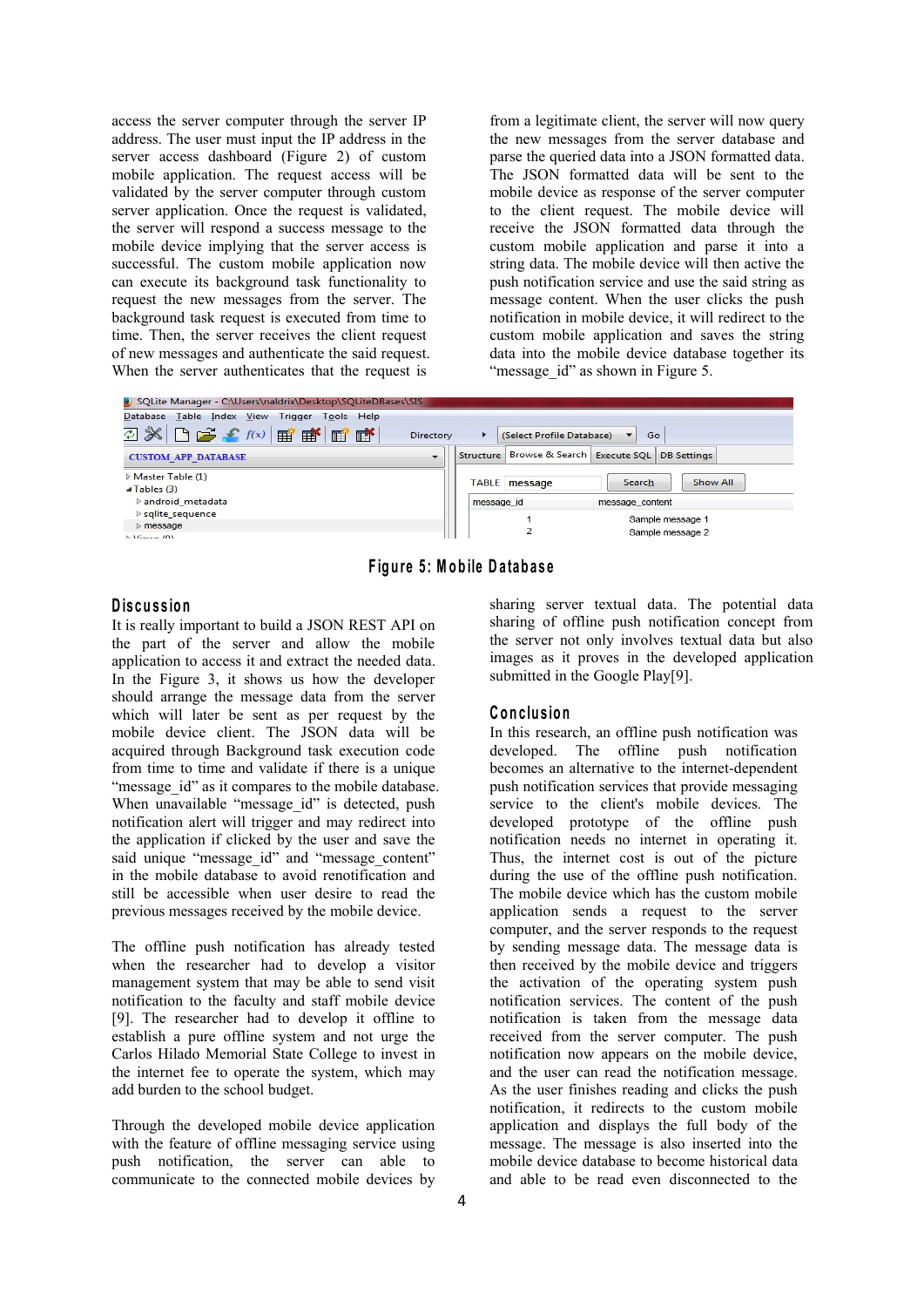access the server computer through the server IP address. The user must input the IP address in the server access dashboard (Figure 2) of custom mobile application. The request access will be validated by the server computer through custom server application. Once the request is validated, the server will respond a success message to the mobile device implying that the server access is successful. The custom mobile application now can execute its background task functionality to request the new messages from the server. The background task request is executed from time to time. Then, the server receives the client request of new messages and authenticate the said request. When the server authenticates that the request is from a legitimate client, the server will now query the new messages from the server database and parse the queried data into a JSON formatted data. The JSON formatted data will be sent to the mobile device as response of the server computer to the client request. The mobile device will receive the JSON formatted data through the custom mobile application and parse it into a string data. The mobile device will then active the push notification service and use the said string as message content. When the user clicks the push notification in mobile device, it will redirect to the custom mobile application and saves the string data into the mobile device database together its "message_id" as shown in Figure 5.

**Figure 5: Mobile Database**

## Discussion

It is really important to build a JSON REST API on the part of the server and allow the mobile application to access it and extract the needed data. In the Figure 3, it shows us how the developer should arrange the message data from the server which will later be sent as per request by the mobile device client. The JSON data will be acquired through Background task execution code from time to time and validate if there is a unique "message_id" as it compares to the mobile database. When unavailable "message_id" is detected, push notification alert will trigger and may redirect into the application if clicked by the user and save the said unique "message_id" and "message_content" in the mobile database to avoid renotification and still be accessible when user desire to read the previous messages received by the mobile device.

The offline push notification has already tested when the researcher had to develop a visitor management system that may be able to send visit notification to the faculty and staff mobile device [9]. The researcher had to develop it offline to establish a pure offline system and not urge the Carlos Hilado Memorial State College to invest in the internet fee to operate the system, which may add burden to the school budget.

Through the developed mobile device application with the feature of offline messaging service using push notification, the server can able to communicate to the connected mobile devices by sharing server textual data. The potential data sharing of offline push notification concept from the server not only involves textual data but also images as it proves in the developed application submitted in the Google Play[9].

## Conclusion

In this research, an offline push notification was developed. The offline push notification becomes an alternative to the internet-dependent push notification services that provide messaging service to the client's mobile devices. The developed prototype of the offline push notification needs no internet in operating it. Thus, the internet cost is out of the picture during the use of the offline push notification. The mobile device which has the custom mobile application sends a request to the server computer, and the server responds to the request by sending message data. The message data is then received by the mobile device and triggers the activation of the operating system push notification services. The content of the push notification is taken from the message data received from the server computer. The push notification now appears on the mobile device, and the user can read the notification message. As the user finishes reading and clicks the push notification, it redirects to the custom mobile application and displays the full body of the message. The message is also inserted into the mobile device database to become historical data and able to be read even disconnected to the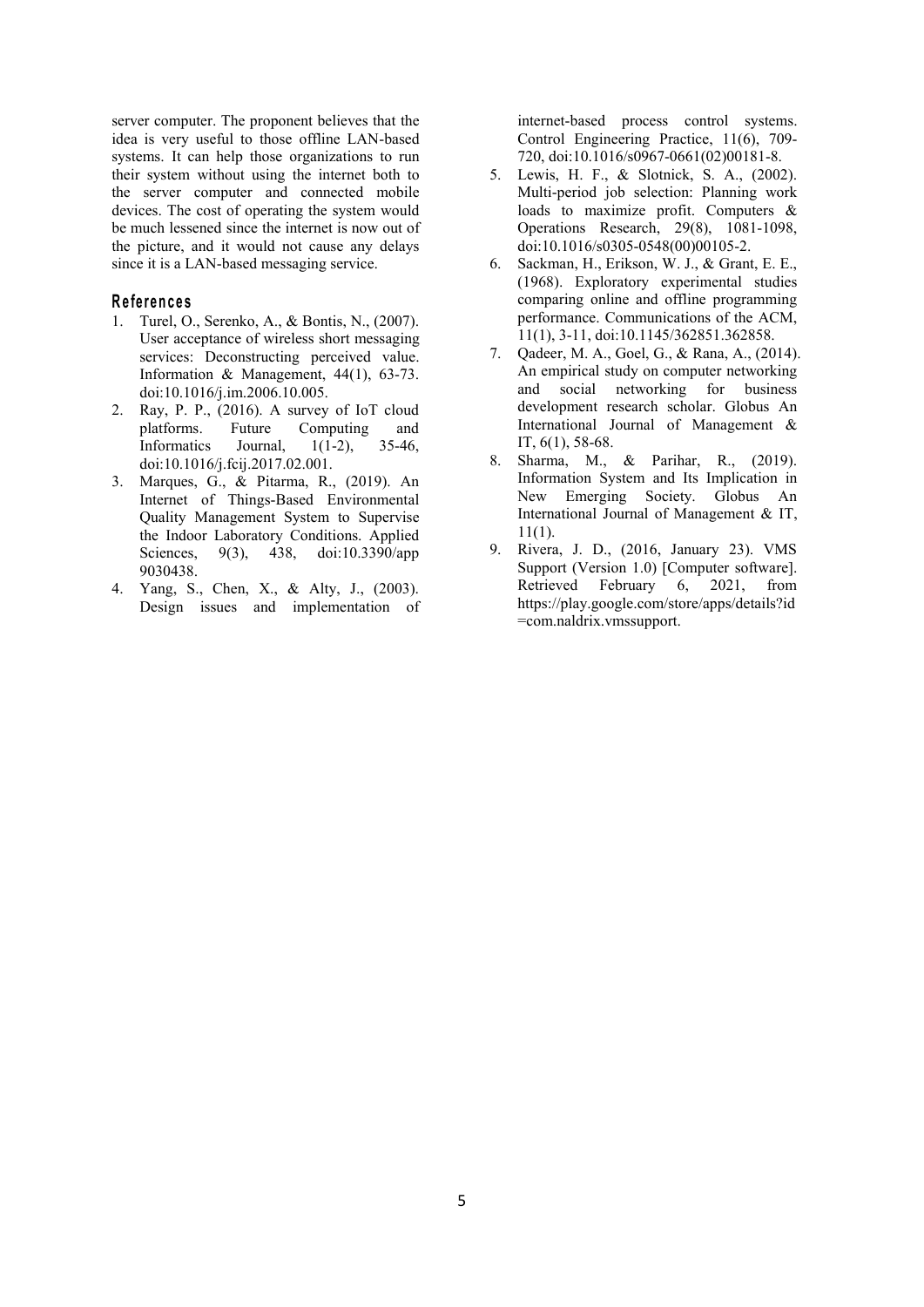server computer. The proponent believes that the idea is very useful to those offline LAN-based systems. It can help those organizations to run their system without using the internet both to the server computer and connected mobile devices. The cost of operating the system would be much lessened since the internet is now out of the picture, and it would not cause any delays since it is a LAN-based messaging service.

## References

1. Turel, O., Serenko, A., & Bontis, N., (2007). User acceptance of wireless short messaging services: Deconstructing perceived value. Information & Management, 44(1), 63-73. doi:10.1016/j.im.2006.10.005.
2. Ray, P. P., (2016). A survey of IoT cloud platforms. Future Computing and Informatics Journal, 1(1-2), 35-46, doi:10.1016/j.fcij.2017.02.001.
3. Marques, G., & Pitarma, R., (2019). An Internet of Things-Based Environmental Quality Management System to Supervise the Indoor Laboratory Conditions. Applied Sciences, 9(3), 438, doi:10.3390/app 9030438.
4. Yang, S., Chen, X., & Alty, J., (2003). Design issues and implementation of internet-based process control systems. Control Engineering Practice, 11(6), 709-720, doi:10.1016/s0967-0661(02)00181-8.
5. Lewis, H. F., & Slotnick, S. A., (2002). Multi-period job selection: Planning work loads to maximize profit. Computers & Operations Research, 29(8), 1081-1098, doi:10.1016/s0305-0548(00)00105-2.
6. Sackman, H., Erikson, W. J., & Grant, E. E., (1968). Exploratory experimental studies comparing online and offline programming performance. Communications of the ACM, 11(1), 3-11, doi:10.1145/362851.362858.
7. Qadeer, M. A., Goel, G., & Rana, A., (2014). An empirical study on computer networking and social networking for business development research scholar. Globus An International Journal of Management & IT, 6(1), 58-68.
8. Sharma, M., & Parihar, R., (2019). Information System and Its Implication in New Emerging Society. Globus An International Journal of Management & IT, 11(1).
9. Rivera, J. D., (2016, January 23). VMS Support (Version 1.0) [Computer software]. Retrieved February 6, 2021, from https://play.google.com/store/apps/details?id=com.naldrix.vmssupport.